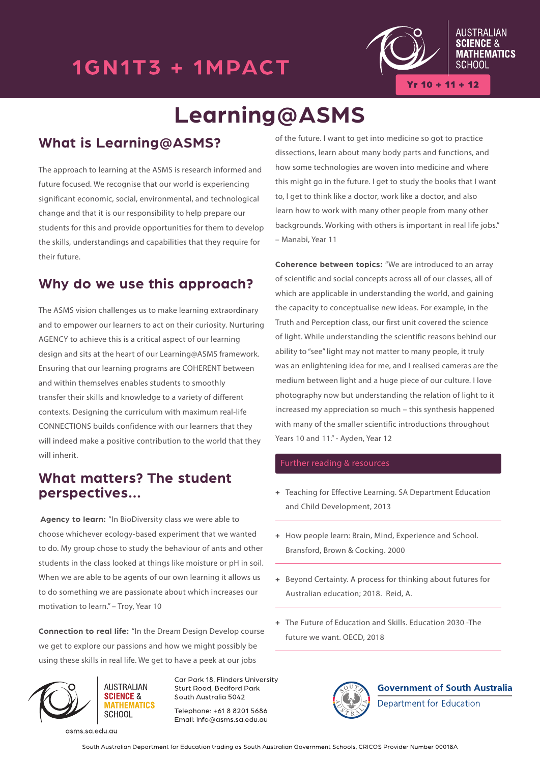1GN1T3 + 1MPACT

AUSTRALIAN SCIENCE & MATHEMATICS SCHOOL

Yr 10 + 11 + 12

# Learning@ASMS

## What is Learning@ASMS?

The approach to learning at the ASMS is research informed and future focused. We recognise that our world is experiencing significant economic, social, environmental, and technological change and that it is our responsibility to help prepare our students for this and provide opportunities for them to develop the skills, understandings and capabilities that they require for their future.

## Why do we use this approach?

The ASMS vision challenges us to make learning extraordinary and to empower our learners to act on their curiosity. Nurturing AGENCY to achieve this is a critical aspect of our learning design and sits at the heart of our Learning@ASMS framework. Ensuring that our learning programs are COHERENT between and within themselves enables students to smoothly transfer their skills and knowledge to a variety of different contexts. Designing the curriculum with maximum real-life CONNECTIONS builds confidence with our learners that they will indeed make a positive contribution to the world that they will inherit.

## What matters? The student perspectives...

**Agency to learn:** "In BioDiversity class we were able to choose whichever ecology-based experiment that we wanted to do. My group chose to study the behaviour of ants and other students in the class looked at things like moisture or pH in soil. When we are able to be agents of our own learning it allows us to do something we are passionate about which increases our motivation to learn." – Troy, Year 10

**Connection to real life:** "In the Dream Design Develop course we get to explore our passions and how we might possibly be using these skills in real life. We get to have a peek at our jobs of the future. I want to get into medicine so got to practice dissections, learn about many body parts and functions, and how some technologies are woven into medicine and where this might go in the future. I get to study the books that I want to, I get to think like a doctor, work like a doctor, and also learn how to work with many other people from many other backgrounds. Working with others is important in real life jobs." – Manabi, Year 11

**Coherence between topics:** "We are introduced to an array of scientific and social concepts across all of our classes, all of which are applicable in understanding the world, and gaining the capacity to conceptualise new ideas. For example, in the Truth and Perception class, our first unit covered the science of light. While understanding the scientific reasons behind our ability to "see" light may not matter to many people, it truly was an enlightening idea for me, and I realised cameras are the medium between light and a huge piece of our culture. I love photography now but understanding the relation of light to it increased my appreciation so much – this synthesis happened with many of the smaller scientific introductions throughout Years 10 and 11." - Ayden, Year 12

### Further reading & resources

- Teaching for Effective Learning. SA Department Education and Child Development, 2013
- How people learn: Brain, Mind, Experience and School. Bransford, Brown & Cocking. 2000
- Beyond Certainty. A process for thinking about futures for Australian education; 2018. Reid, A.
- The Future of Education and Skills. Education 2030 -The future we want. OECD, 2018

AUSTRALIAN SCIENCE & MATHEMATICS SCHOOL

asms.sa.edu.au

Car Park 18, Flinders University
Sturt Road, Bedford Park
South Australia 5042

Telephone: +61 8 8201 5686
Email: info@asms.sa.edu.au

Government of South Australia
Department for Education

South Australian Department for Education trading as South Australian Government Schools, CRICOS Provider Number 00018A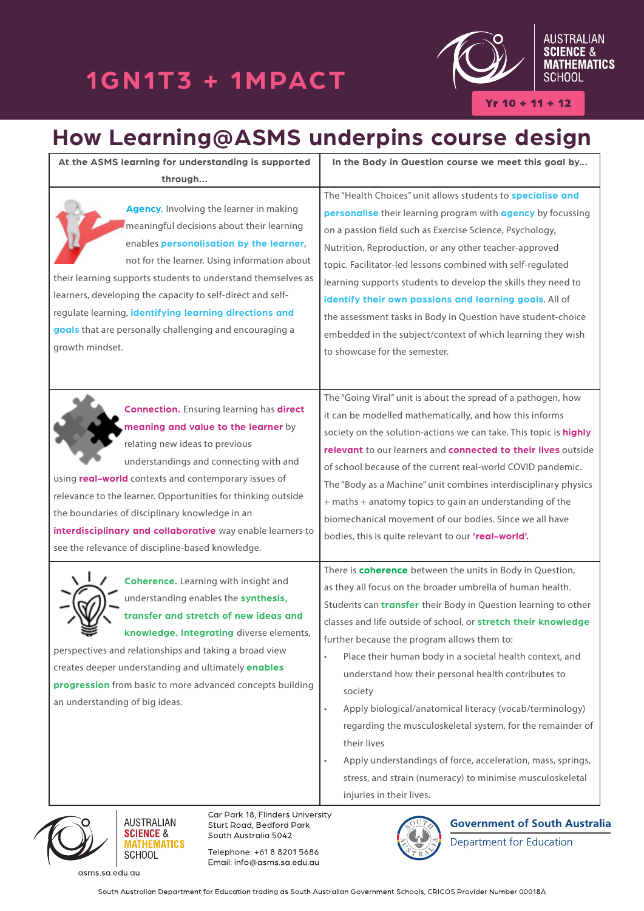1GN1T3 + 1MPACT

AUSTRALIAN SCIENCE & MATHEMATICS SCHOOL

Yr 10 + 11 + 12

# How Learning@ASMS underpins course design

| At the ASMS learning for understanding is supported through... | In the Body in Question course we meet this goal by... |
|---|---|
| **Agency.** Involving the learner in making meaningful decisions about their learning enables **personalisation by the learner**, not for the learner. Using information about their learning supports students to understand themselves as learners, developing the capacity to self-direct and self-regulate learning, **identifying learning directions and goals** that are personally challenging and encouraging a growth mindset. | The "Health Choices" unit allows students to **specialise and personalise** their learning program with **agency** by focussing on a passion field such as Exercise Science, Psychology, Nutrition, Reproduction, or any other teacher-approved topic. Facilitator-led lessons combined with self-regulated learning supports students to develop the skills they need to **identify their own passions and learning goals.** All of the assessment tasks in Body in Question have student-choice embedded in the subject/context of which learning they wish to showcase for the semester. |
| **Connection.** Ensuring learning has **direct meaning and value to the learner** by relating new ideas to previous understandings and connecting with and using **real-world** contexts and contemporary issues of relevance to the learner. Opportunities for thinking outside the boundaries of disciplinary knowledge in an **interdisciplinary and collaborative** way enable learners to see the relevance of discipline-based knowledge. | The "Going Viral" unit is about the spread of a pathogen, how it can be modelled mathematically, and how this informs society on the solution-actions we can take. This topic is **highly relevant** to our learners and **connected to their lives** outside of school because of the current real-world COVID pandemic. The "Body as a Machine" unit combines interdisciplinary physics + maths + anatomy topics to gain an understanding of the biomechanical movement of our bodies. Since we all have bodies, this is quite relevant to our **'real-world'.** |
| **Coherence.** Learning with insight and understanding enables the **synthesis, transfer and stretch of new ideas and knowledge. Integrating** diverse elements, perspectives and relationships and taking a broad view creates deeper understanding and ultimately **enables progression** from basic to more advanced concepts building an understanding of big ideas. | There is **coherence** between the units in Body in Question, as they all focus on the broader umbrella of human health. Students can **transfer** their Body in Question learning to other classes and life outside of school, or **stretch their knowledge** further because the program allows them to:<br>• Place their human body in a societal health context, and understand how their personal health contributes to society<br>• Apply biological/anatomical literacy (vocab/terminology) regarding the musculoskeletal system, for the remainder of their lives<br>• Apply understandings of force, acceleration, mass, springs, stress, and strain (numeracy) to minimise musculoskeletal injuries in their lives. |

AUSTRALIAN SCIENCE & MATHEMATICS SCHOOL

asms.sa.edu.au

Car Park 18, Flinders University
Sturt Road, Bedford Park
South Australia 5042

Telephone: +61 8 8201 5686
Email: info@asms.sa.edu.au

Government of South Australia
Department for Education

South Australian Department for Education trading as South Australian Government Schools, CRICOS Provider Number 00018A